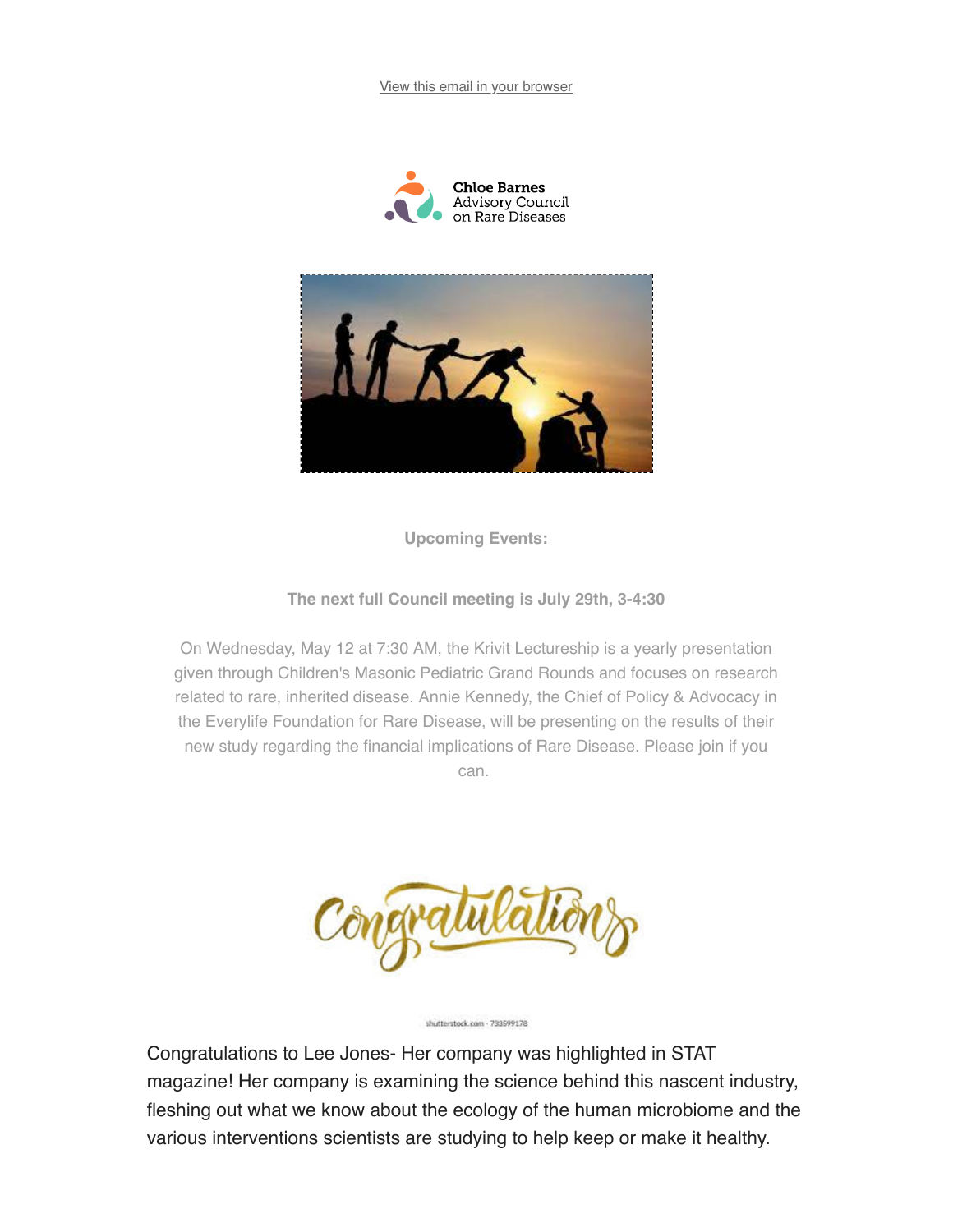View this email in your browser

Chloe Barnes Advisory Council on Rare Diseases

**Upcoming Events:**

**The next full Council meeting is July 29th, 3-4:30**

On Wednesday, May 12 at 7:30 AM, the Krivit Lectureship is a yearly presentation given through Children's Masonic Pediatric Grand Rounds and focuses on research related to rare, inherited disease. Annie Kennedy, the Chief of Policy & Advocacy in the Everylife Foundation for Rare Disease, will be presenting on the results of their new study regarding the financial implications of Rare Disease. Please join if you can.

Congratulations

shutterstock.com · 733599178

Congratulations to Lee Jones- Her company was highlighted in STAT magazine! Her company is examining the science behind this nascent industry, fleshing out what we know about the ecology of the human microbiome and the various interventions scientists are studying to help keep or make it healthy.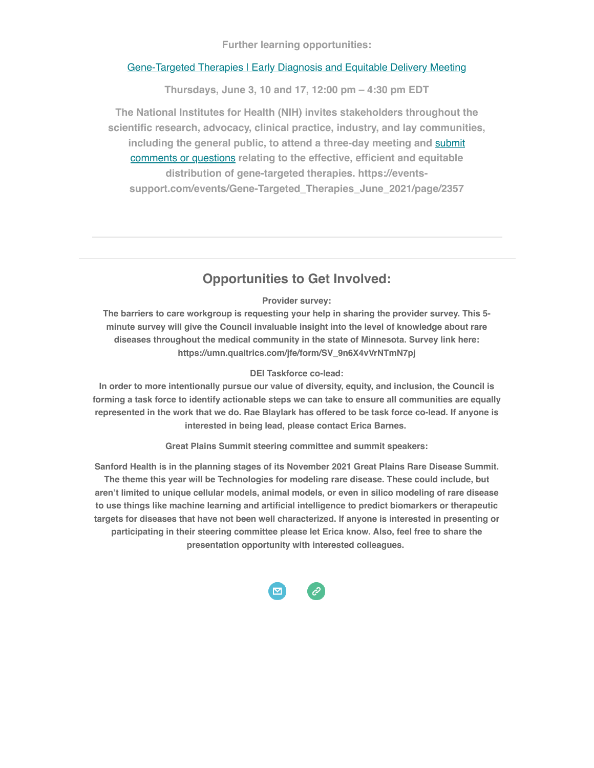**Further learning opportunities:**

[Gene-Targeted Therapies | Early Diagnosis and Equitable Delivery Meeting]

**Thursdays, June 3, 10 and 17, 12:00 pm – 4:30 pm EDT**

**The National Institutes for Health (NIH) invites stakeholders throughout the scientific research, advocacy, clinical practice, industry, and lay communities, including the general public, to attend a three-day meeting and submit comments or questions relating to the effective, efficient and equitable distribution of gene-targeted therapies. https://events-support.com/events/Gene-Targeted_Therapies_June_2021/page/2357**

---

## Opportunities to Get Involved:

**Provider survey:**
**The barriers to care workgroup is requesting your help in sharing the provider survey. This 5-minute survey will give the Council invaluable insight into the level of knowledge about rare diseases throughout the medical community in the state of Minnesota. Survey link here: https://umn.qualtrics.com/jfe/form/SV_9n6X4vVrNTmN7pj**

**DEI Taskforce co-lead:**
**In order to more intentionally pursue our value of diversity, equity, and inclusion, the Council is forming a task force to identify actionable steps we can take to ensure all communities are equally represented in the work that we do. Rae Blaylark has offered to be task force co-lead. If anyone is interested in being lead, please contact Erica Barnes.**

**Great Plains Summit steering committee and summit speakers:**

**Sanford Health is in the planning stages of its November 2021 Great Plains Rare Disease Summit. The theme this year will be Technologies for modeling rare disease. These could include, but aren't limited to unique cellular models, animal models, or even in silico modeling of rare disease to use things like machine learning and artificial intelligence to predict biomarkers or therapeutic targets for diseases that have not been well characterized. If anyone is interested in presenting or participating in their steering committee please let Erica know. Also, feel free to share the presentation opportunity with interested colleagues.**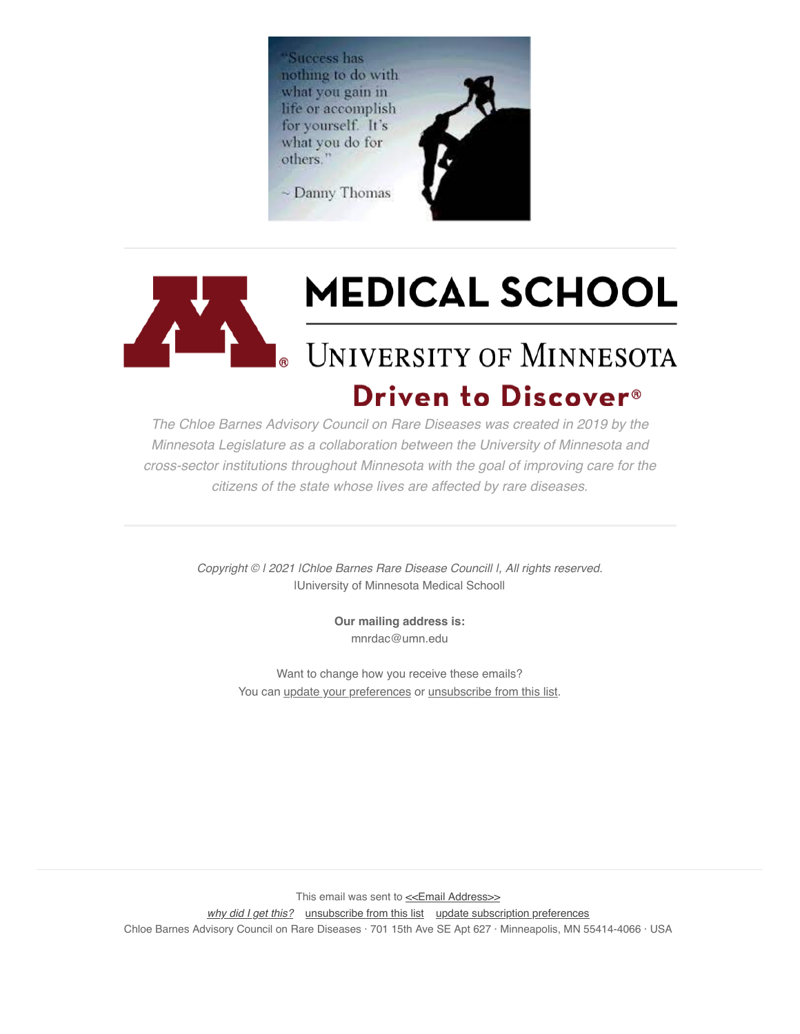"Success has nothing to do with what you gain in life or accomplish for yourself. It's what you do for others."

~ Danny Thomas

MEDICAL SCHOOL

UNIVERSITY OF MINNESOTA

Driven to Discover®

*The Chloe Barnes Advisory Council on Rare Diseases was created in 2019 by the Minnesota Legislature as a collaboration between the University of Minnesota and cross-sector institutions throughout Minnesota with the goal of improving care for the citizens of the state whose lives are affected by rare diseases.*

*Copyright © | 2021 |Chloe Barnes Rare Disease Councill |, All rights reserved.*
|University of Minnesota Medical Schooll

**Our mailing address is:**
mnrdac@umn.edu

Want to change how you receive these emails?
You can update your preferences or unsubscribe from this list.

This email was sent to <<Email Address>>
*why did I get this?* unsubscribe from this list update subscription preferences
Chloe Barnes Advisory Council on Rare Diseases · 701 15th Ave SE Apt 627 · Minneapolis, MN 55414-4066 · USA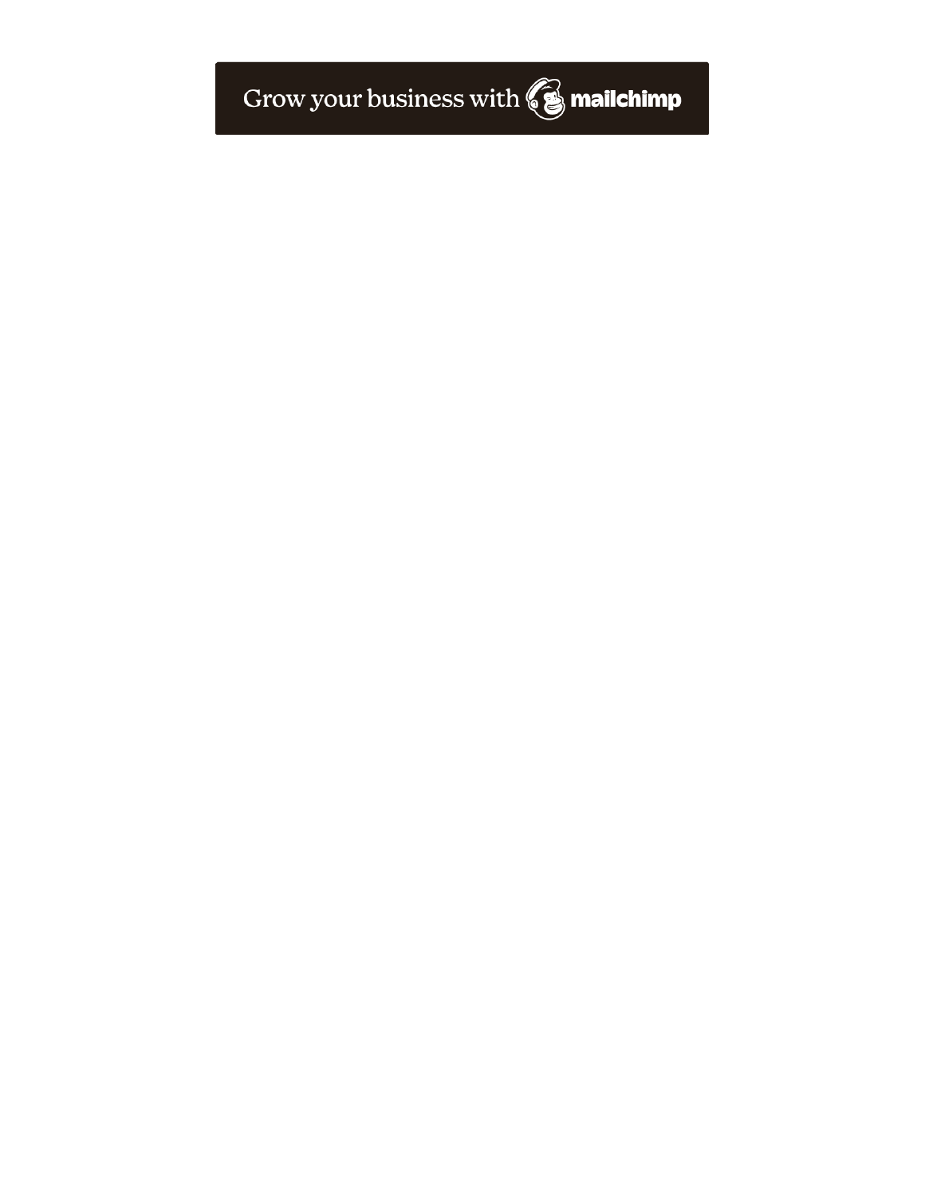Grow your business with mailchimp